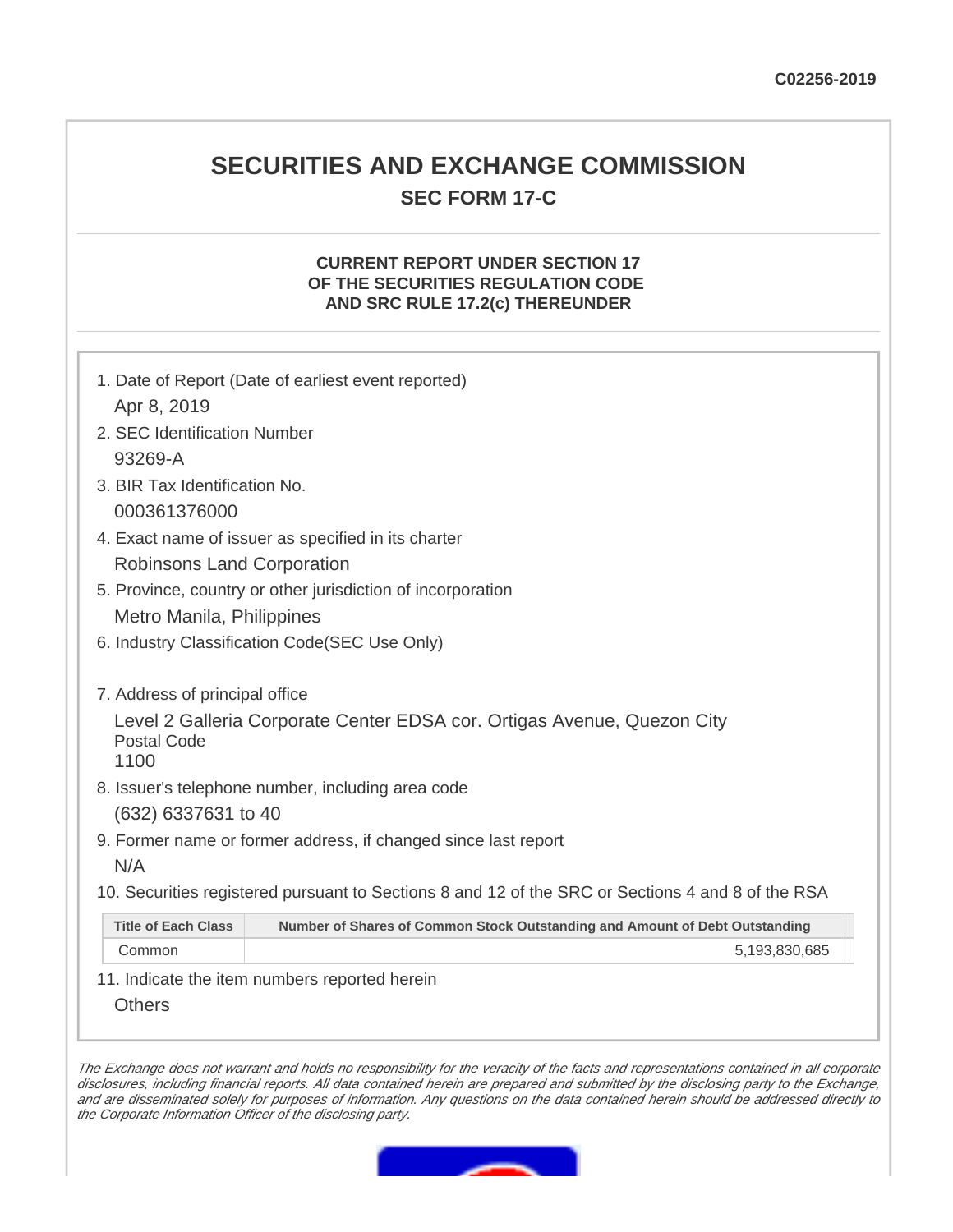C02256-2019

# SECURITIES AND EXCHANGE COMMISSION

## SEC FORM 17-C

### CURRENT REPORT UNDER SECTION 17
### OF THE SECURITIES REGULATION CODE
### AND SRC RULE 17.2(c) THEREUNDER

1. Date of Report (Date of earliest event reported)
   Apr 8, 2019
2. SEC Identification Number
   93269-A
3. BIR Tax Identification No.
   000361376000
4. Exact name of issuer as specified in its charter
   Robinsons Land Corporation
5. Province, country or other jurisdiction of incorporation
   Metro Manila, Philippines
6. Industry Classification Code(SEC Use Only)

7. Address of principal office
   Level 2 Galleria Corporate Center EDSA cor. Ortigas Avenue, Quezon City
   Postal Code
   1100
8. Issuer's telephone number, including area code
   (632) 6337631 to 40
9. Former name or former address, if changed since last report
   N/A
10. Securities registered pursuant to Sections 8 and 12 of the SRC or Sections 4 and 8 of the RSA

| Title of Each Class | Number of Shares of Common Stock Outstanding and Amount of Debt Outstanding |
|---|---|
| Common | 5,193,830,685 |

11. Indicate the item numbers reported herein
   Others

*The Exchange does not warrant and holds no responsibility for the veracity of the facts and representations contained in all corporate disclosures, including financial reports. All data contained herein are prepared and submitted by the disclosing party to the Exchange, and are disseminated solely for purposes of information. Any questions on the data contained herein should be addressed directly to the Corporate Information Officer of the disclosing party.*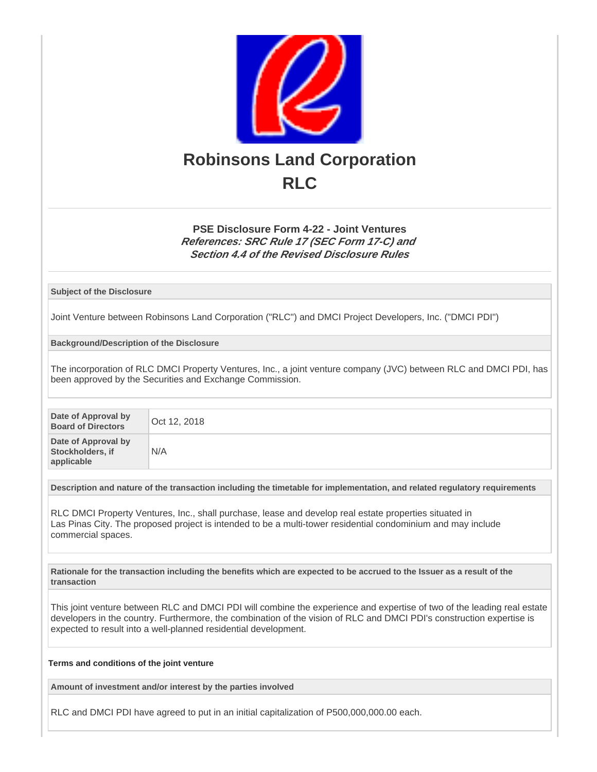# Robinsons Land Corporation

# RLC

### PSE Disclosure Form 4-22 - Joint Ventures

***References: SRC Rule 17 (SEC Form 17-C) and Section 4.4 of the Revised Disclosure Rules***

**Subject of the Disclosure**

Joint Venture between Robinsons Land Corporation ("RLC") and DMCI Project Developers, Inc. ("DMCI PDI")

**Background/Description of the Disclosure**

The incorporation of RLC DMCI Property Ventures, Inc., a joint venture company (JVC) between RLC and DMCI PDI, has been approved by the Securities and Exchange Commission.

| | |
|---|---|
| **Date of Approval by Board of Directors** | Oct 12, 2018 |
| **Date of Approval by Stockholders, if applicable** | N/A |

**Description and nature of the transaction including the timetable for implementation, and related regulatory requirements**

RLC DMCI Property Ventures, Inc., shall purchase, lease and develop real estate properties situated in Las Pinas City. The proposed project is intended to be a multi-tower residential condominium and may include commercial spaces.

**Rationale for the transaction including the benefits which are expected to be accrued to the Issuer as a result of the transaction**

This joint venture between RLC and DMCI PDI will combine the experience and expertise of two of the leading real estate developers in the country. Furthermore, the combination of the vision of RLC and DMCI PDI's construction expertise is expected to result into a well-planned residential development.

**Terms and conditions of the joint venture**

**Amount of investment and/or interest by the parties involved**

RLC and DMCI PDI have agreed to put in an initial capitalization of P500,000,000.00 each.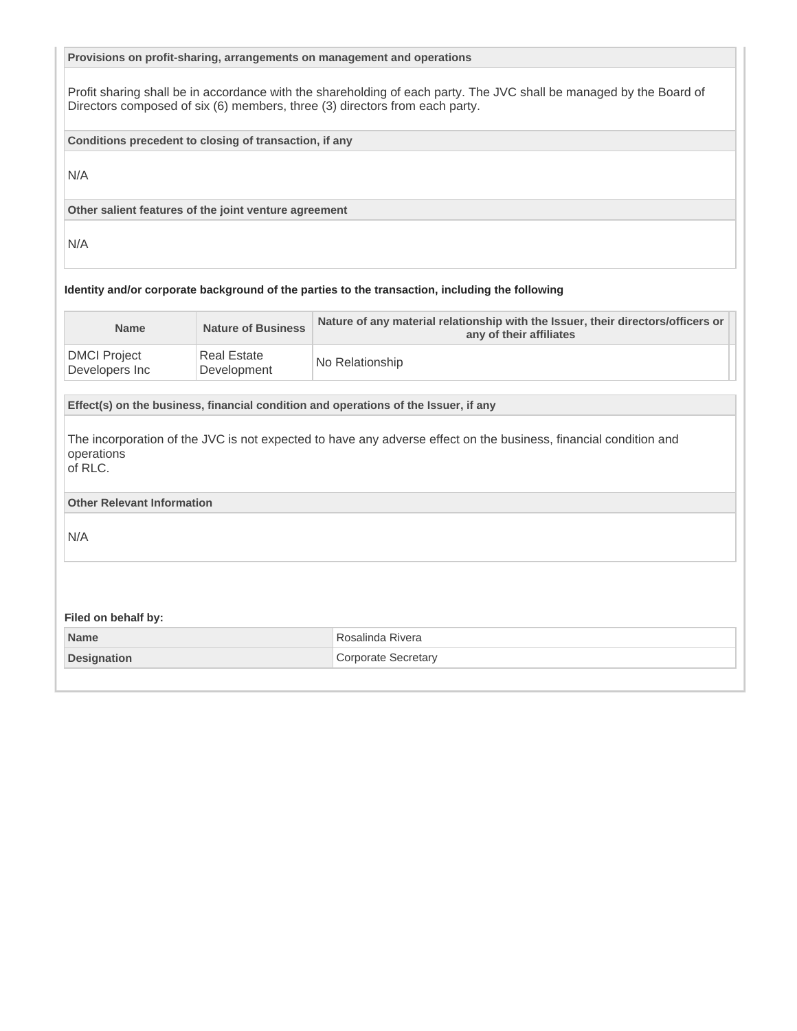### Provisions on profit-sharing, arrangements on management and operations

Profit sharing shall be in accordance with the shareholding of each party. The JVC shall be managed by the Board of Directors composed of six (6) members, three (3) directors from each party.

### Conditions precedent to closing of transaction, if any

N/A

### Other salient features of the joint venture agreement

N/A

### Identity and/or corporate background of the parties to the transaction, including the following

| Name | Nature of Business | Nature of any material relationship with the Issuer, their directors/officers or any of their affiliates |
|---|---|---|
| DMCI Project Developers Inc | Real Estate Development | No Relationship |

### Effect(s) on the business, financial condition and operations of the Issuer, if any

The incorporation of the JVC is not expected to have any adverse effect on the business, financial condition and operations
of RLC.

### Other Relevant Information

N/A

**Filed on behalf by:**

| | |
|---|---|
| **Name** | Rosalinda Rivera |
| **Designation** | Corporate Secretary |